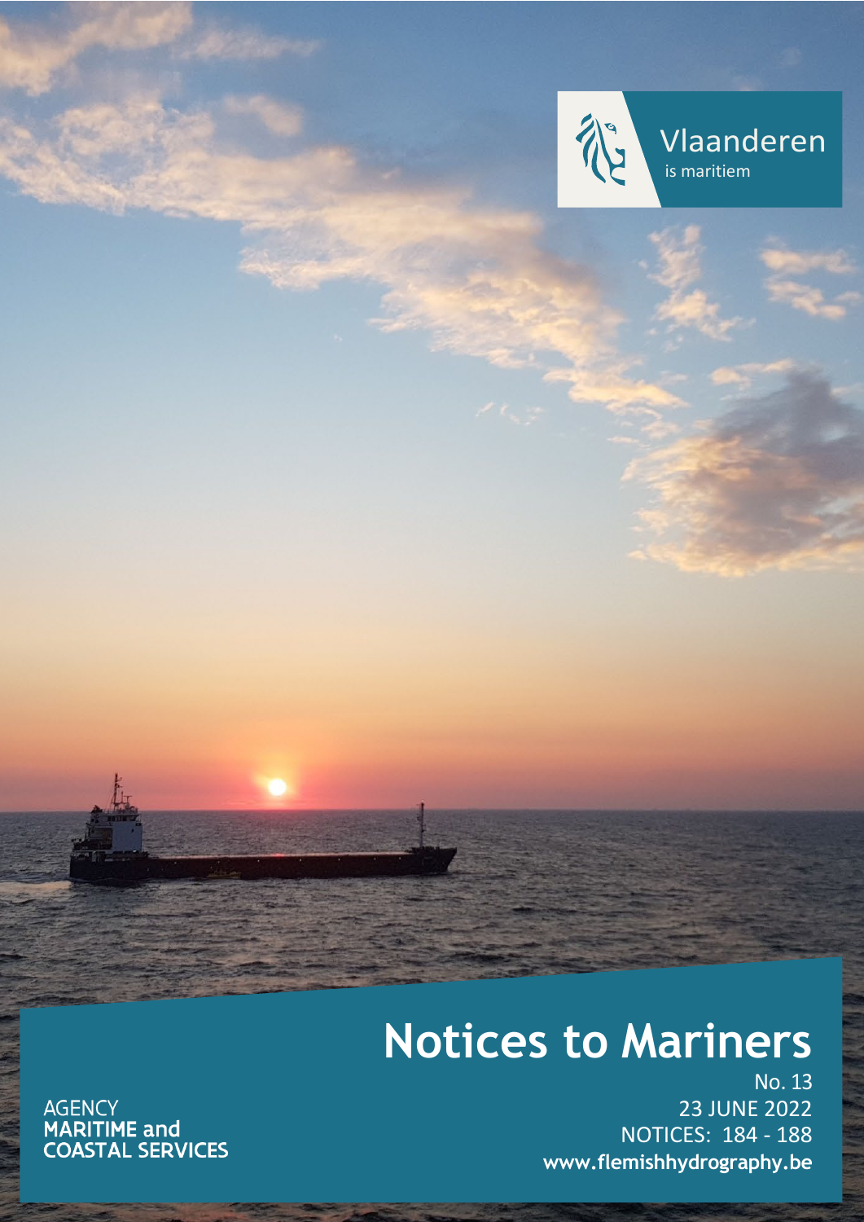Vlaanderen
is maritiem

# Notices to Mariners

No. 13
23 JUNE 2022
NOTICES: 184 - 188
**www.flemishhydrography.be**

AGENCY
**MARITIME and**
**COASTAL SERVICES**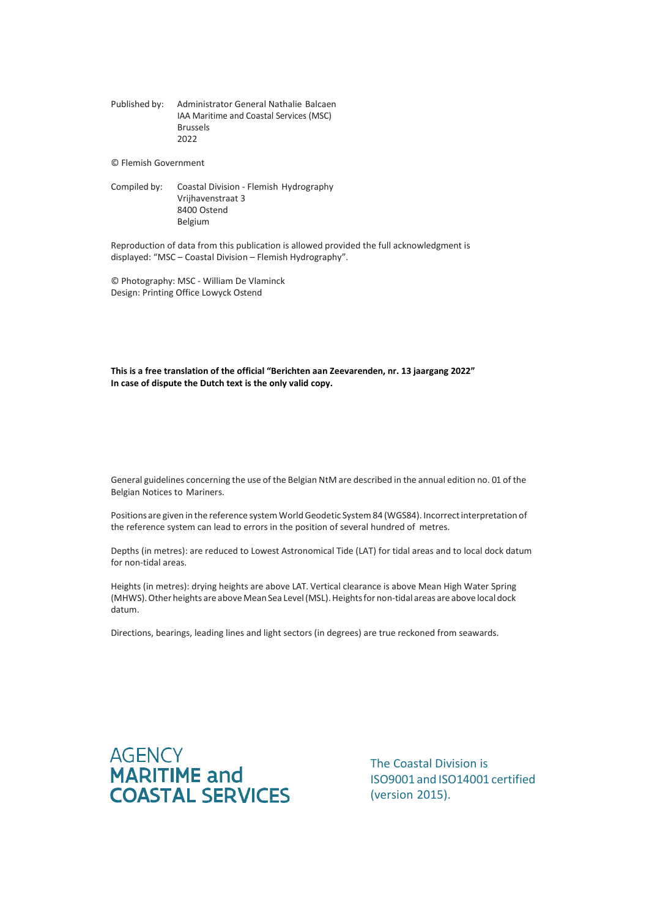Published by: Administrator General Nathalie Balcaen
IAA Maritime and Coastal Services (MSC)
Brussels
2022

© Flemish Government

Compiled by: Coastal Division - Flemish Hydrography
Vrijhavenstraat 3
8400 Ostend
Belgium

Reproduction of data from this publication is allowed provided the full acknowledgment is displayed: "MSC – Coastal Division – Flemish Hydrography".

© Photography: MSC - William De Vlaminck
Design: Printing Office Lowyck Ostend

**This is a free translation of the official "Berichten aan Zeevarenden, nr. 13 jaargang 2022"**
**In case of dispute the Dutch text is the only valid copy.**

General guidelines concerning the use of the Belgian NtM are described in the annual edition no. 01 of the Belgian Notices to Mariners.

Positions are given in the reference system World Geodetic System 84 (WGS84). Incorrect interpretation of the reference system can lead to errors in the position of several hundred of metres.

Depths (in metres): are reduced to Lowest Astronomical Tide (LAT) for tidal areas and to local dock datum for non-tidal areas.

Heights (in metres): drying heights are above LAT. Vertical clearance is above Mean High Water Spring (MHWS). Other heights are above Mean Sea Level (MSL). Heights for non-tidal areas are above local dock datum.

Directions, bearings, leading lines and light sectors (in degrees) are true reckoned from seawards.

AGENCY
**MARITIME and**
**COASTAL SERVICES**

The Coastal Division is ISO9001 and ISO14001 certified (version 2015).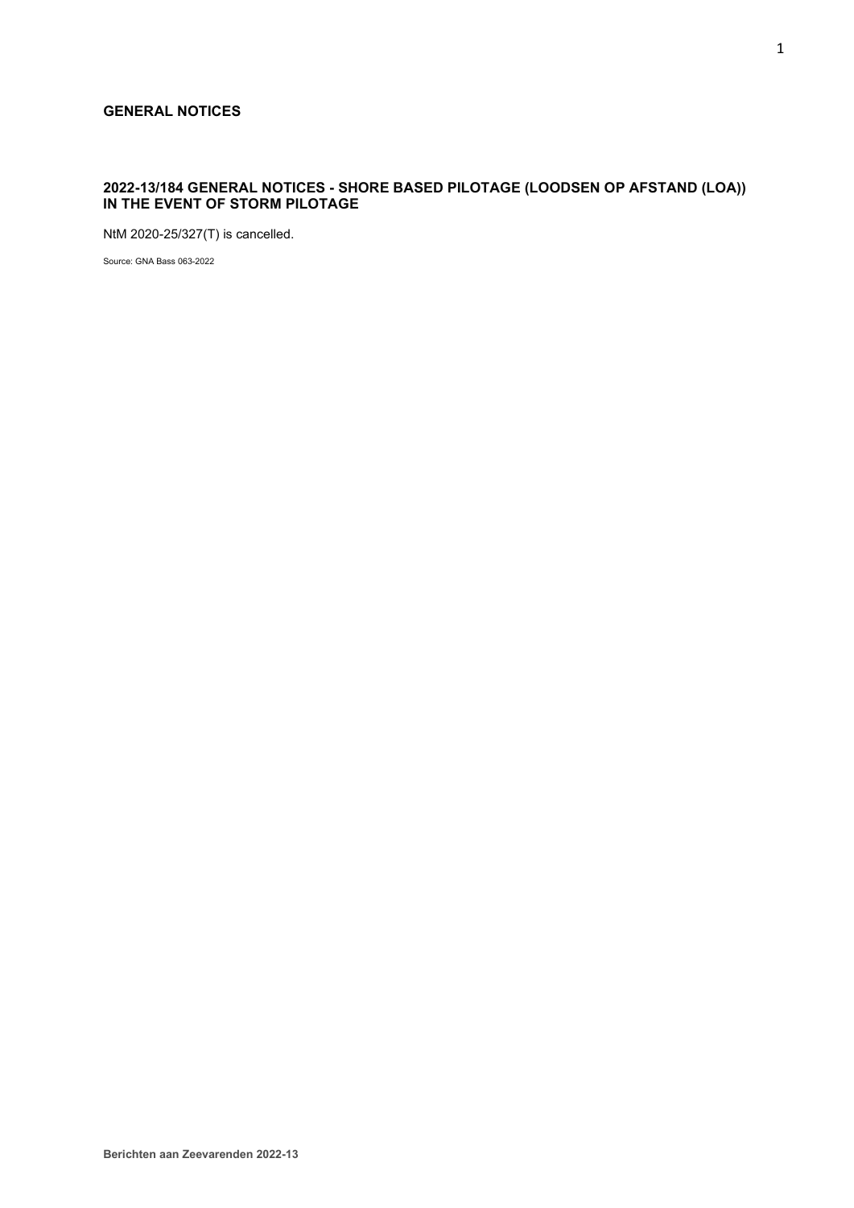## GENERAL NOTICES

### 2022-13/184 GENERAL NOTICES - SHORE BASED PILOTAGE (LOODSEN OP AFSTAND (LOA)) IN THE EVENT OF STORM PILOTAGE

NtM 2020-25/327(T) is cancelled.

Source: GNA Bass 063-2022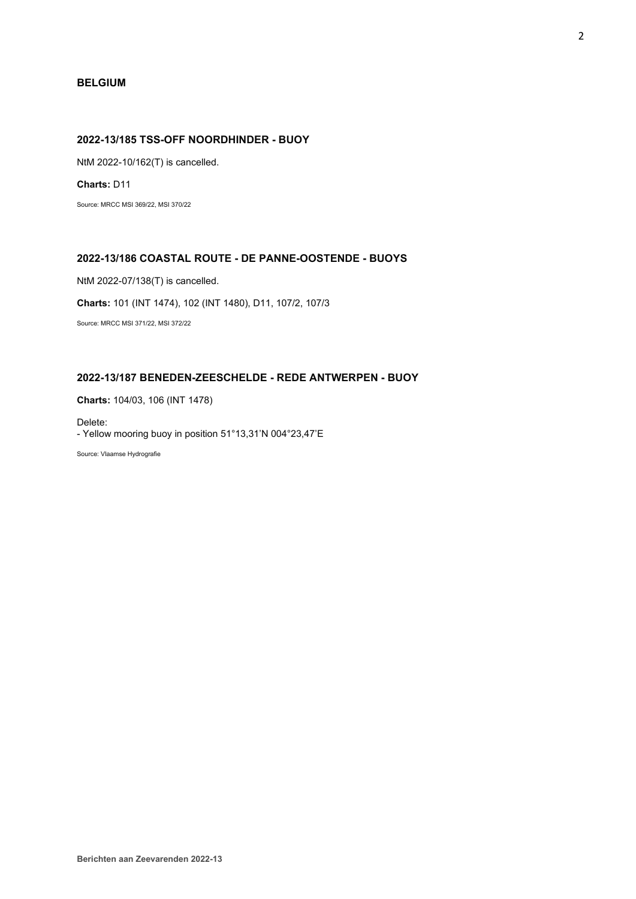## BELGIUM

### 2022-13/185 TSS-OFF NOORDHINDER - BUOY

NtM 2022-10/162(T) is cancelled.

**Charts:** D11

Source: MRCC MSI 369/22, MSI 370/22

### 2022-13/186 COASTAL ROUTE - DE PANNE-OOSTENDE - BUOYS

NtM 2022-07/138(T) is cancelled.

**Charts:** 101 (INT 1474), 102 (INT 1480), D11, 107/2, 107/3

Source: MRCC MSI 371/22, MSI 372/22

### 2022-13/187 BENEDEN-ZEESCHELDE - REDE ANTWERPEN - BUOY

**Charts:** 104/03, 106 (INT 1478)

Delete:
- Yellow mooring buoy in position 51°13,31'N 004°23,47'E

Source: Vlaamse Hydrografie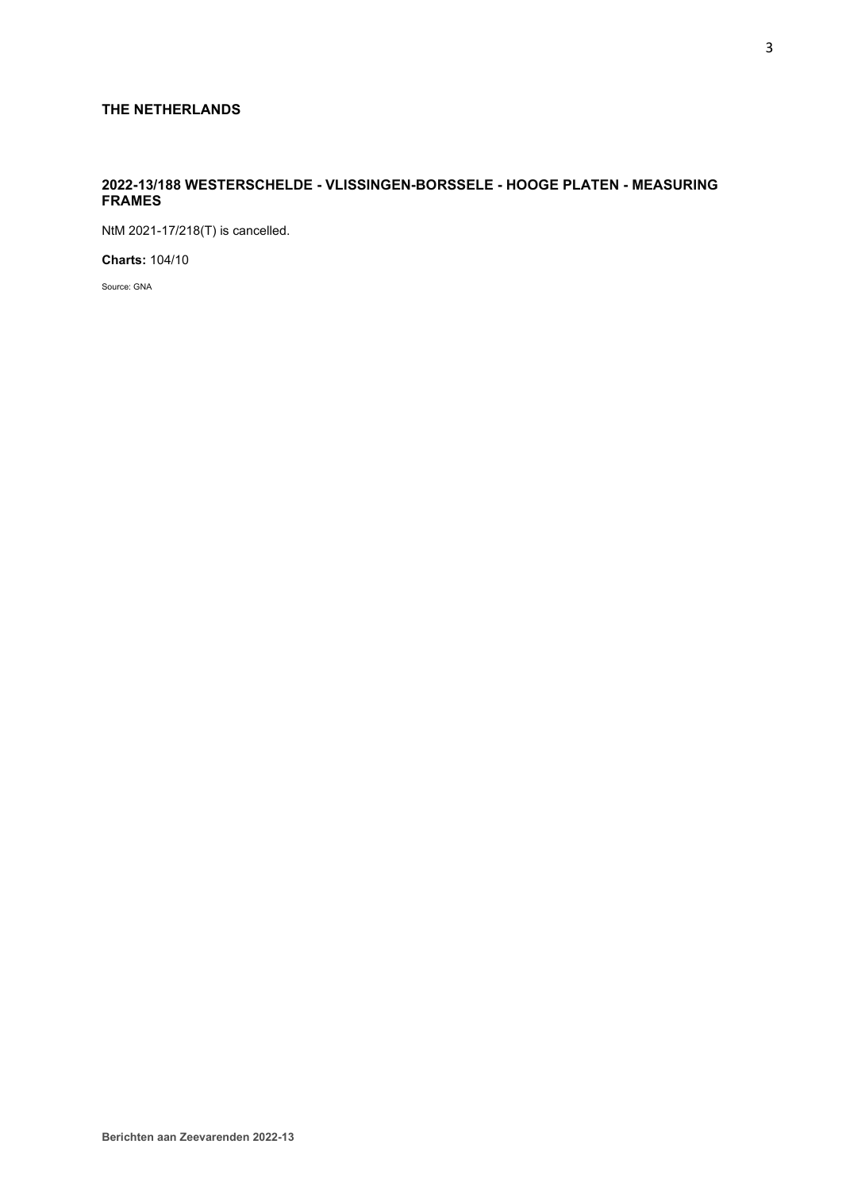## THE NETHERLANDS

### 2022-13/188 WESTERSCHELDE - VLISSINGEN-BORSSELE - HOOGE PLATEN - MEASURING FRAMES

NtM 2021-17/218(T) is cancelled.

**Charts:** 104/10

Source: GNA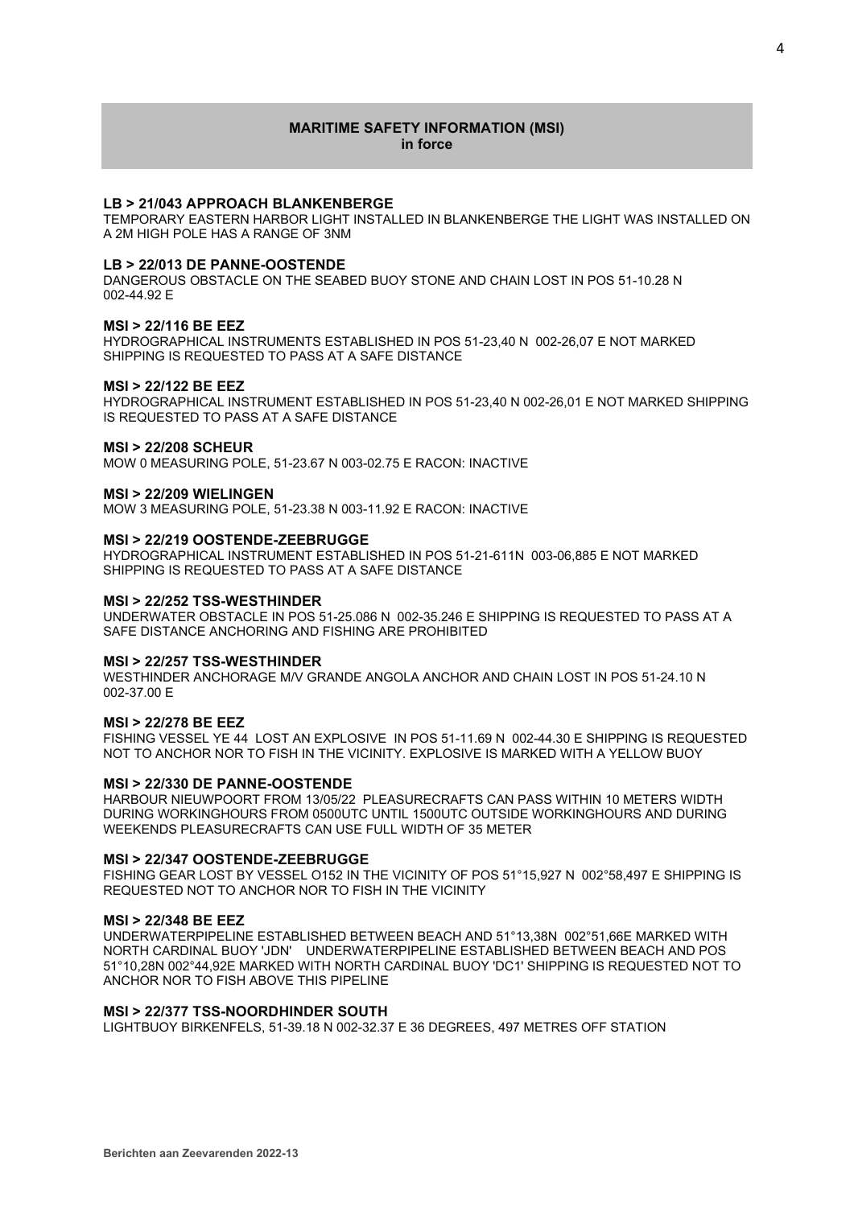## MARITIME SAFETY INFORMATION (MSI)
**in force**

**LB > 21/043 APPROACH BLANKENBERGE**
TEMPORARY EASTERN HARBOR LIGHT INSTALLED IN BLANKENBERGE THE LIGHT WAS INSTALLED ON A 2M HIGH POLE HAS A RANGE OF 3NM

**LB > 22/013 DE PANNE-OOSTENDE**
DANGEROUS OBSTACLE ON THE SEABED BUOY STONE AND CHAIN LOST IN POS 51-10.28 N 002-44.92 E

**MSI > 22/116 BE EEZ**
HYDROGRAPHICAL INSTRUMENTS ESTABLISHED IN POS 51-23,40 N 002-26,07 E NOT MARKED SHIPPING IS REQUESTED TO PASS AT A SAFE DISTANCE

**MSI > 22/122 BE EEZ**
HYDROGRAPHICAL INSTRUMENT ESTABLISHED IN POS 51-23,40 N 002-26,01 E NOT MARKED SHIPPING IS REQUESTED TO PASS AT A SAFE DISTANCE

**MSI > 22/208 SCHEUR**
MOW 0 MEASURING POLE, 51-23.67 N 003-02.75 E RACON: INACTIVE

**MSI > 22/209 WIELINGEN**
MOW 3 MEASURING POLE, 51-23.38 N 003-11.92 E RACON: INACTIVE

**MSI > 22/219 OOSTENDE-ZEEBRUGGE**
HYDROGRAPHICAL INSTRUMENT ESTABLISHED IN POS 51-21-611N 003-06,885 E NOT MARKED SHIPPING IS REQUESTED TO PASS AT A SAFE DISTANCE

**MSI > 22/252 TSS-WESTHINDER**
UNDERWATER OBSTACLE IN POS 51-25.086 N 002-35.246 E SHIPPING IS REQUESTED TO PASS AT A SAFE DISTANCE ANCHORING AND FISHING ARE PROHIBITED

**MSI > 22/257 TSS-WESTHINDER**
WESTHINDER ANCHORAGE M/V GRANDE ANGOLA ANCHOR AND CHAIN LOST IN POS 51-24.10 N 002-37.00 E

**MSI > 22/278 BE EEZ**
FISHING VESSEL YE 44 LOST AN EXPLOSIVE IN POS 51-11.69 N 002-44.30 E SHIPPING IS REQUESTED NOT TO ANCHOR NOR TO FISH IN THE VICINITY. EXPLOSIVE IS MARKED WITH A YELLOW BUOY

**MSI > 22/330 DE PANNE-OOSTENDE**
HARBOUR NIEUWPOORT FROM 13/05/22 PLEASURECRAFTS CAN PASS WITHIN 10 METERS WIDTH DURING WORKINGHOURS FROM 0500UTC UNTIL 1500UTC OUTSIDE WORKINGHOURS AND DURING WEEKENDS PLEASURECRAFTS CAN USE FULL WIDTH OF 35 METER

**MSI > 22/347 OOSTENDE-ZEEBRUGGE**
FISHING GEAR LOST BY VESSEL O152 IN THE VICINITY OF POS 51°15,927 N 002°58,497 E SHIPPING IS REQUESTED NOT TO ANCHOR NOR TO FISH IN THE VICINITY

**MSI > 22/348 BE EEZ**
UNDERWATERPIPELINE ESTABLISHED BETWEEN BEACH AND 51°13,38N 002°51,66E MARKED WITH NORTH CARDINAL BUOY 'JDN' UNDERWATERPIPELINE ESTABLISHED BETWEEN BEACH AND POS 51°10,28N 002°44,92E MARKED WITH NORTH CARDINAL BUOY 'DC1' SHIPPING IS REQUESTED NOT TO ANCHOR NOR TO FISH ABOVE THIS PIPELINE

**MSI > 22/377 TSS-NOORDHINDER SOUTH**
LIGHTBUOY BIRKENFELS, 51-39.18 N 002-32.37 E 36 DEGREES, 497 METRES OFF STATION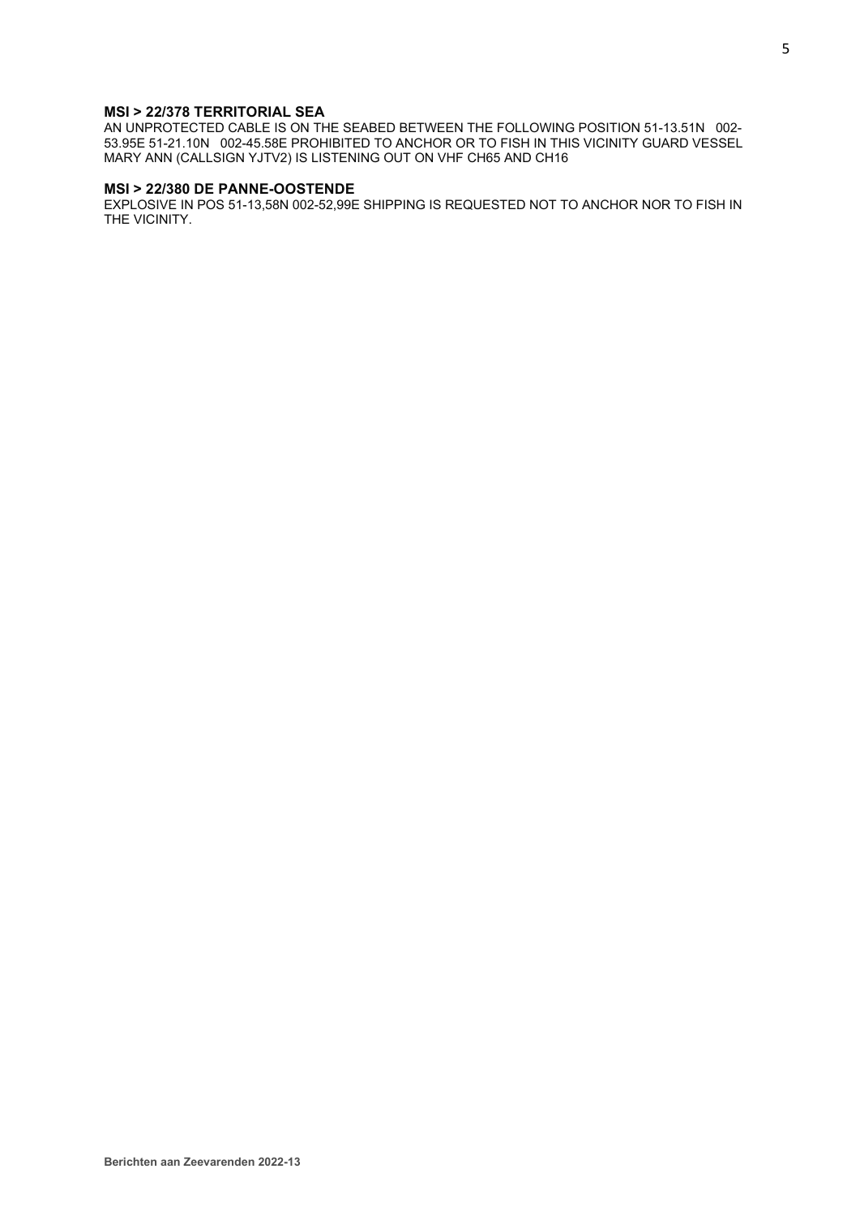### MSI > 22/378 TERRITORIAL SEA

AN UNPROTECTED CABLE IS ON THE SEABED BETWEEN THE FOLLOWING POSITION 51-13.51N 002-53.95E 51-21.10N 002-45.58E PROHIBITED TO ANCHOR OR TO FISH IN THIS VICINITY GUARD VESSEL MARY ANN (CALLSIGN YJTV2) IS LISTENING OUT ON VHF CH65 AND CH16

### MSI > 22/380 DE PANNE-OOSTENDE

EXPLOSIVE IN POS 51-13,58N 002-52,99E SHIPPING IS REQUESTED NOT TO ANCHOR NOR TO FISH IN THE VICINITY.